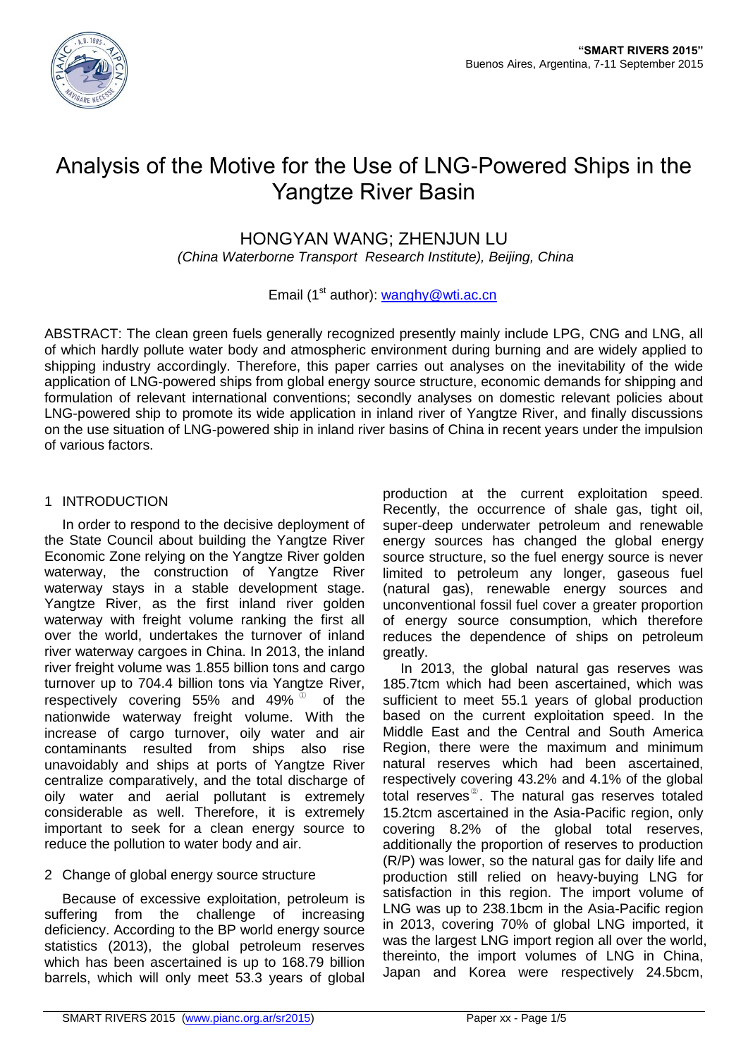# Analysis of the Motive for the Use of LNG-Powered Ships in the Yangtze River Basin

## HONGYAN WANG; ZHENJUN LU

*(China Waterborne Transport Research Institute), Beijing, China*

Email (1[st] author): wanghy@wti.ac.cn

ABSTRACT: The clean green fuels generally recognized presently mainly include LPG, CNG and LNG, all of which hardly pollute water body and atmospheric environment during burning and are widely applied to shipping industry accordingly. Therefore, this paper carries out analyses on the inevitability of the wide application of LNG-powered ships from global energy source structure, economic demands for shipping and formulation of relevant international conventions; secondly analyses on domestic relevant policies about LNG-powered ship to promote its wide application in inland river of Yangtze River, and finally discussions on the use situation of LNG-powered ship in inland river basins of China in recent years under the impulsion of various factors.

## 1 INTRODUCTION

In order to respond to the decisive deployment of the State Council about building the Yangtze River Economic Zone relying on the Yangtze River golden waterway, the construction of Yangtze River waterway stays in a stable development stage. Yangtze River, as the first inland river golden waterway with freight volume ranking the first all over the world, undertakes the turnover of inland river waterway cargoes in China. In 2013, the inland river freight volume was 1.855 billion tons and cargo turnover up to 704.4 billion tons via Yangtze River, respectively covering 55% and 49% [①] of the nationwide waterway freight volume. With the increase of cargo turnover, oily water and air contaminants resulted from ships also rise unavoidably and ships at ports of Yangtze River centralize comparatively, and the total discharge of oily water and aerial pollutant is extremely considerable as well. Therefore, it is extremely important to seek for a clean energy source to reduce the pollution to water body and air.

## 2 Change of global energy source structure

Because of excessive exploitation, petroleum is suffering from the challenge of increasing deficiency. According to the BP world energy source statistics (2013), the global petroleum reserves which has been ascertained is up to 168.79 billion barrels, which will only meet 53.3 years of global production at the current exploitation speed. Recently, the occurrence of shale gas, tight oil, super-deep underwater petroleum and renewable energy sources has changed the global energy source structure, so the fuel energy source is never limited to petroleum any longer, gaseous fuel (natural gas), renewable energy sources and unconventional fossil fuel cover a greater proportion of energy source consumption, which therefore reduces the dependence of ships on petroleum greatly.

In 2013, the global natural gas reserves was 185.7tcm which had been ascertained, which was sufficient to meet 55.1 years of global production based on the current exploitation speed. In the Middle East and the Central and South America Region, there were the maximum and minimum natural reserves which had been ascertained, respectively covering 43.2% and 4.1% of the global total reserves[②]. The natural gas reserves totaled 15.2tcm ascertained in the Asia-Pacific region, only covering 8.2% of the global total reserves, additionally the proportion of reserves to production (R/P) was lower, so the natural gas for daily life and production still relied on heavy-buying LNG for satisfaction in this region. The import volume of LNG was up to 238.1bcm in the Asia-Pacific region in 2013, covering 70% of global LNG imported, it was the largest LNG import region all over the world, thereinto, the import volumes of LNG in China, Japan and Korea were respectively 24.5bcm,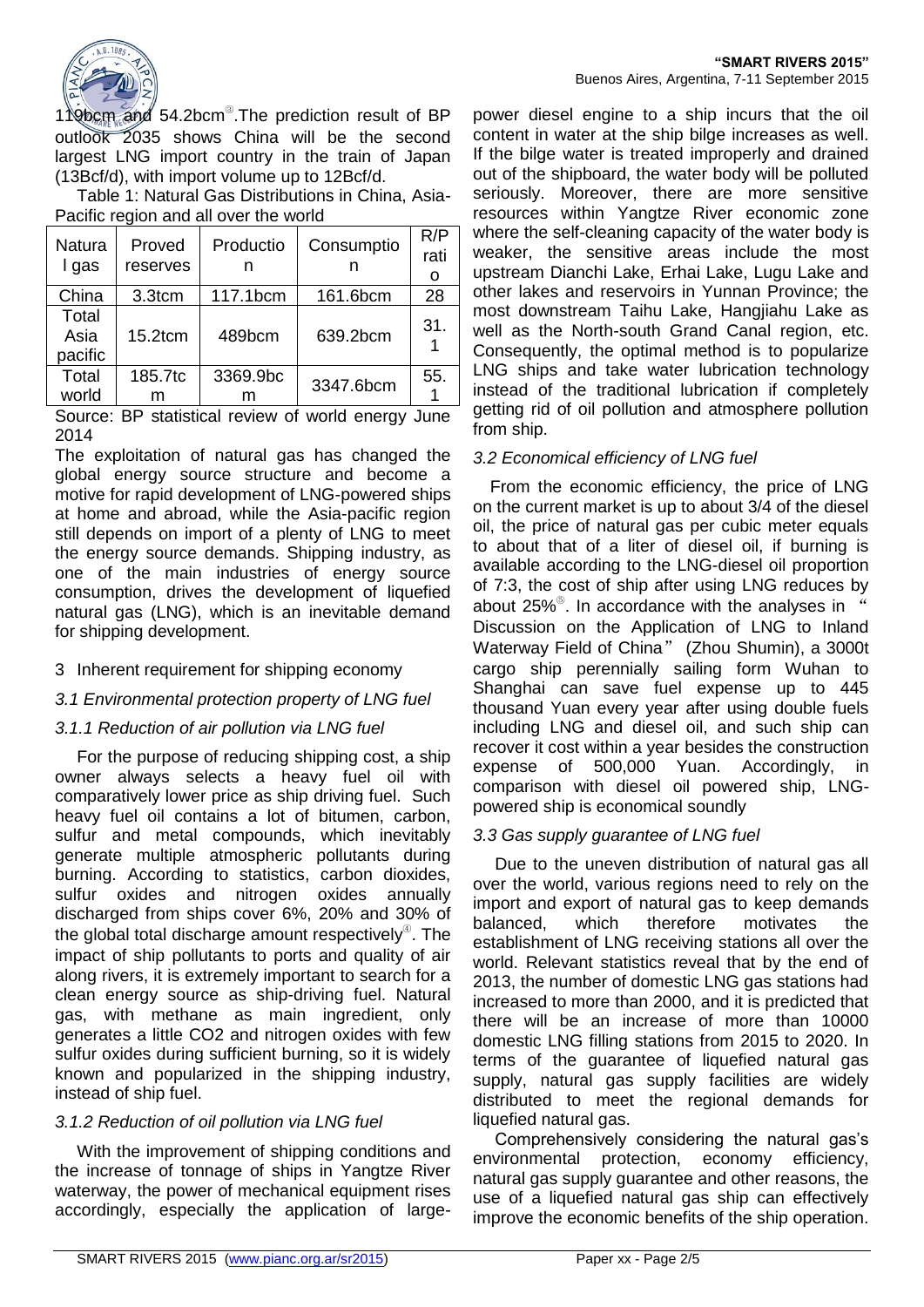119bcm and 54.2bcm[③].The prediction result of BP outlook 2035 shows China will be the second largest LNG import country in the train of Japan (13Bcf/d), with import volume up to 12Bcf/d.

Table 1: Natural Gas Distributions in China, Asia-Pacific region and all over the world

| Natural gas | Proved reserves | Production | Consumption | R/P ratio |
|---|---|---|---|---|
| China | 3.3tcm | 117.1bcm | 161.6bcm | 28 |
| Total Asia pacific | 15.2tcm | 489bcm | 639.2bcm | 31.1 |
| Total world | 185.7tcm | 3369.9bcm | 3347.6bcm | 55.1 |

Source: BP statistical review of world energy June 2014

The exploitation of natural gas has changed the global energy source structure and become a motive for rapid development of LNG-powered ships at home and abroad, while the Asia-pacific region still depends on import of a plenty of LNG to meet the energy source demands. Shipping industry, as one of the main industries of energy source consumption, drives the development of liquefied natural gas (LNG), which is an inevitable demand for shipping development.

## 3 Inherent requirement for shipping economy

### *3.1 Environmental protection property of LNG fuel*

#### *3.1.1 Reduction of air pollution via LNG fuel*

For the purpose of reducing shipping cost, a ship owner always selects a heavy fuel oil with comparatively lower price as ship driving fuel. Such heavy fuel oil contains a lot of bitumen, carbon, sulfur and metal compounds, which inevitably generate multiple atmospheric pollutants during burning. According to statistics, carbon dioxides, sulfur oxides and nitrogen oxides annually discharged from ships cover 6%, 20% and 30% of the global total discharge amount respectively[④]. The impact of ship pollutants to ports and quality of air along rivers, it is extremely important to search for a clean energy source as ship-driving fuel. Natural gas, with methane as main ingredient, only generates a little $CO_2$ and nitrogen oxides with few sulfur oxides during sufficient burning, so it is widely known and popularized in the shipping industry, instead of ship fuel.

#### *3.1.2 Reduction of oil pollution via LNG fuel*

With the improvement of shipping conditions and the increase of tonnage of ships in Yangtze River waterway, the power of mechanical equipment rises accordingly, especially the application of large-power diesel engine to a ship incurs that the oil content in water at the ship bilge increases as well. If the bilge water is treated improperly and drained out of the shipboard, the water body will be polluted seriously. Moreover, there are more sensitive resources within Yangtze River economic zone where the self-cleaning capacity of the water body is weaker, the sensitive areas include the most upstream Dianchi Lake, Erhai Lake, Lugu Lake and other lakes and reservoirs in Yunnan Province; the most downstream Taihu Lake, Hangjiahu Lake as well as the North-south Grand Canal region, etc. Consequently, the optimal method is to popularize LNG ships and take water lubrication technology instead of the traditional lubrication if completely getting rid of oil pollution and atmosphere pollution from ship.

### *3.2 Economical efficiency of LNG fuel*

From the economic efficiency, the price of LNG on the current market is up to about 3/4 of the diesel oil, the price of natural gas per cubic meter equals to about that of a liter of diesel oil, if burning is available according to the LNG-diesel oil proportion of 7:3, the cost of ship after using LNG reduces by about 25%[⑤]. In accordance with the analyses in " Discussion on the Application of LNG to Inland Waterway Field of China" (Zhou Shumin), a 3000t cargo ship perennially sailing form Wuhan to Shanghai can save fuel expense up to 445 thousand Yuan every year after using double fuels including LNG and diesel oil, and such ship can recover it cost within a year besides the construction expense of 500,000 Yuan. Accordingly, in comparison with diesel oil powered ship, LNG-powered ship is economical soundly

### *3.3 Gas supply guarantee of LNG fuel*

Due to the uneven distribution of natural gas all over the world, various regions need to rely on the import and export of natural gas to keep demands balanced, which therefore motivates the establishment of LNG receiving stations all over the world. Relevant statistics reveal that by the end of 2013, the number of domestic LNG gas stations had increased to more than 2000, and it is predicted that there will be an increase of more than 10000 domestic LNG filling stations from 2015 to 2020. In terms of the guarantee of liquefied natural gas supply, natural gas supply facilities are widely distributed to meet the regional demands for liquefied natural gas.

Comprehensively considering the natural gas's environmental protection, economy efficiency, natural gas supply guarantee and other reasons, the use of a liquefied natural gas ship can effectively improve the economic benefits of the ship operation.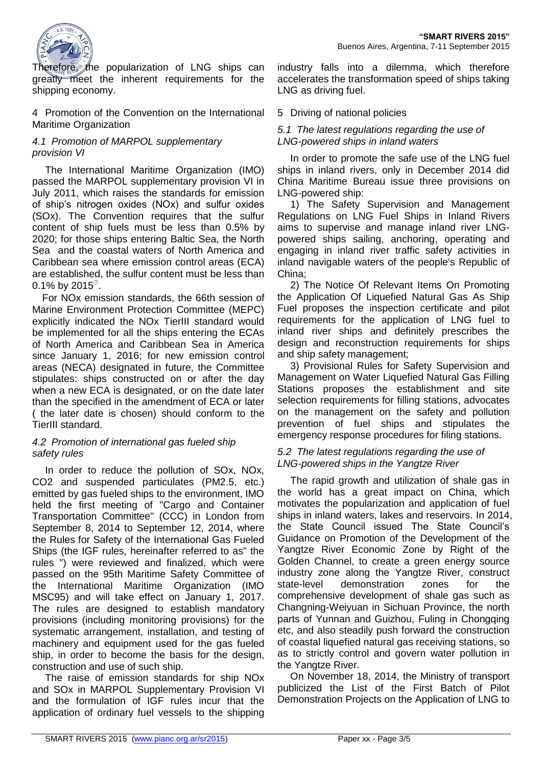Therefore, the popularization of LNG ships can greatly meet the inherent requirements for the shipping economy.

## 4 Promotion of the Convention on the International Maritime Organization

### *4.1 Promotion of MARPOL supplementary provision VI*

The International Maritime Organization (IMO) passed the MARPOL supplementary provision VI in July 2011, which raises the standards for emission of ship's nitrogen oxides (NOx) and sulfur oxides (SOx). The Convention requires that the sulfur content of ship fuels must be less than 0.5% by 2020; for those ships entering Baltic Sea, the North Sea and the coastal waters of North America and Caribbean sea where emission control areas (ECA) are established, the sulfur content must be less than 0.1% by 2015⑦.

For NOx emission standards, the 66th session of Marine Environment Protection Committee (MEPC) explicitly indicated the NOx TierIII standard would be implemented for all the ships entering the ECAs of North America and Caribbean Sea in America since January 1, 2016; for new emission control areas (NECA) designated in future, the Committee stipulates: ships constructed on or after the day when a new ECA is designated, or on the date later than the specified in the amendment of ECA or later ( the later date is chosen) should conform to the TierIII standard.

### *4.2 Promotion of international gas fueled ship safety rules*

In order to reduce the pollution of SOx, NOx, $CO_2$ and suspended particulates (PM2.5, etc.) emitted by gas fueled ships to the environment, IMO held the first meeting of "Cargo and Container Transportation Committee" (CCC) in London from September 8, 2014 to September 12, 2014, where the Rules for Safety of the International Gas Fueled Ships (the IGF rules, hereinafter referred to as" the rules ") were reviewed and finalized, which were passed on the 95th Maritime Safety Committee of the International Maritime Organization (IMO MSC95) and will take effect on January 1, 2017. The rules are designed to establish mandatory provisions (including monitoring provisions) for the systematic arrangement, installation, and testing of machinery and equipment used for the gas fueled ship, in order to become the basis for the design, construction and use of such ship.

The raise of emission standards for ship NOx and SOx in MARPOL Supplementary Provision VI and the formulation of IGF rules incur that the application of ordinary fuel vessels to the shipping industry falls into a dilemma, which therefore accelerates the transformation speed of ships taking LNG as driving fuel.

## 5 Driving of national policies

### *5.1 The latest regulations regarding the use of LNG-powered ships in inland waters*

In order to promote the safe use of the LNG fuel ships in inland rivers, only in December 2014 did China Maritime Bureau issue three provisions on LNG-powered ship:

1) The Safety Supervision and Management Regulations on LNG Fuel Ships in Inland Rivers aims to supervise and manage inland river LNG-powered ships sailing, anchoring, operating and engaging in inland river traffic safety activities in inland navigable waters of the people's Republic of China;

2) The Notice Of Relevant Items On Promoting the Application Of Liquefied Natural Gas As Ship Fuel proposes the inspection certificate and pilot requirements for the application of LNG fuel to inland river ships and definitely prescribes the design and reconstruction requirements for ships and ship safety management;

3) Provisional Rules for Safety Supervision and Management on Water Liquefied Natural Gas Filling Stations proposes the establishment and site selection requirements for filling stations, advocates on the management on the safety and pollution prevention of fuel ships and stipulates the emergency response procedures for filing stations.

### *5.2 The latest regulations regarding the use of LNG-powered ships in the Yangtze River*

The rapid growth and utilization of shale gas in the world has a great impact on China, which motivates the popularization and application of fuel ships in inland waters, lakes and reservoirs. In 2014, the State Council issued The State Council's Guidance on Promotion of the Development of the Yangtze River Economic Zone by Right of the Golden Channel, to create a green energy source industry zone along the Yangtze River, construct state-level demonstration zones for the comprehensive development of shale gas such as Changning-Weiyuan in Sichuan Province, the north parts of Yunnan and Guizhou, Fuling in Chongqing etc, and also steadily push forward the construction of coastal liquefied natural gas receiving stations, so as to strictly control and govern water pollution in the Yangtze River.

On November 18, 2014, the Ministry of transport publicized the List of the First Batch of Pilot Demonstration Projects on the Application of LNG to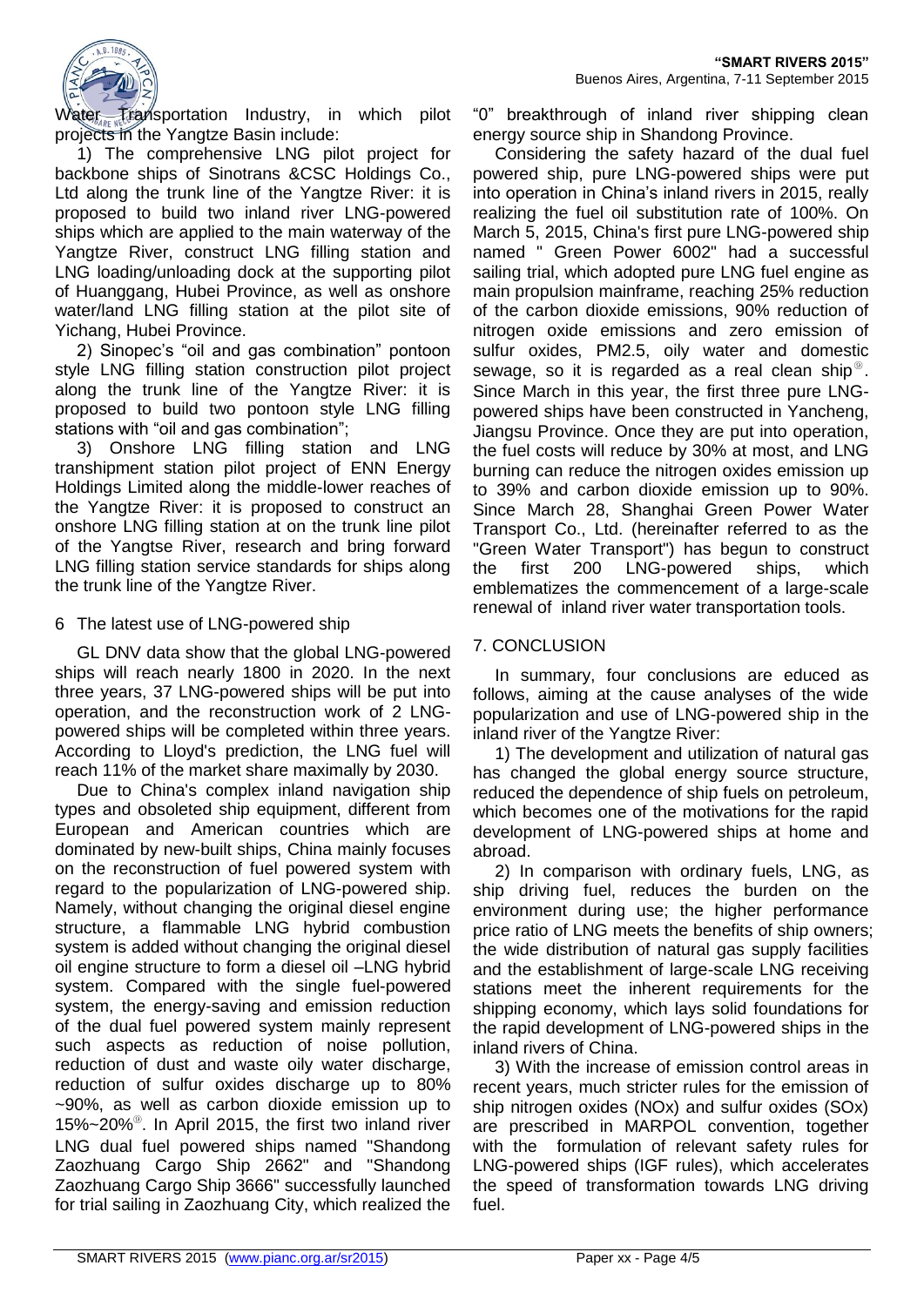Water Transportation Industry, in which pilot projects in the Yangtze Basin include:

1) The comprehensive LNG pilot project for backbone ships of Sinotrans &CSC Holdings Co., Ltd along the trunk line of the Yangtze River: it is proposed to build two inland river LNG-powered ships which are applied to the main waterway of the Yangtze River, construct LNG filling station and LNG loading/unloading dock at the supporting pilot of Huanggang, Hubei Province, as well as onshore water/land LNG filling station at the pilot site of Yichang, Hubei Province.

2) Sinopec's "oil and gas combination" pontoon style LNG filling station construction pilot project along the trunk line of the Yangtze River: it is proposed to build two pontoon style LNG filling stations with "oil and gas combination";

3) Onshore LNG filling station and LNG transhipment station pilot project of ENN Energy Holdings Limited along the middle-lower reaches of the Yangtze River: it is proposed to construct an onshore LNG filling station at on the trunk line pilot of the Yangtse River, research and bring forward LNG filling station service standards for ships along the trunk line of the Yangtze River.

## 6 The latest use of LNG-powered ship

GL DNV data show that the global LNG-powered ships will reach nearly 1800 in 2020. In the next three years, 37 LNG-powered ships will be put into operation, and the reconstruction work of 2 LNG-powered ships will be completed within three years. According to Lloyd's prediction, the LNG fuel will reach 11% of the market share maximally by 2030.

Due to China's complex inland navigation ship types and obsoleted ship equipment, different from European and American countries which are dominated by new-built ships, China mainly focuses on the reconstruction of fuel powered system with regard to the popularization of LNG-powered ship. Namely, without changing the original diesel engine structure, a flammable LNG hybrid combustion system is added without changing the original diesel oil engine structure to form a diesel oil –LNG hybrid system. Compared with the single fuel-powered system, the energy-saving and emission reduction of the dual fuel powered system mainly represent such aspects as reduction of noise pollution, reduction of dust and waste oily water discharge, reduction of sulfur oxides discharge up to 80% ~90%, as well as carbon dioxide emission up to 15%~20%⑨. In April 2015, the first two inland river LNG dual fuel powered ships named "Shandong Zaozhuang Cargo Ship 2662" and "Shandong Zaozhuang Cargo Ship 3666" successfully launched for trial sailing in Zaozhuang City, which realized the "0" breakthrough of inland river shipping clean energy source ship in Shandong Province.

Considering the safety hazard of the dual fuel powered ship, pure LNG-powered ships were put into operation in China's inland rivers in 2015, really realizing the fuel oil substitution rate of 100%. On March 5, 2015, China's first pure LNG-powered ship named " Green Power 6002" had a successful sailing trial, which adopted pure LNG fuel engine as main propulsion mainframe, reaching 25% reduction of the carbon dioxide emissions, 90% reduction of nitrogen oxide emissions and zero emission of sulfur oxides, PM2.5, oily water and domestic sewage, so it is regarded as a real clean ship⑨. Since March in this year, the first three pure LNG-powered ships have been constructed in Yancheng, Jiangsu Province. Once they are put into operation, the fuel costs will reduce by 30% at most, and LNG burning can reduce the nitrogen oxides emission up to 39% and carbon dioxide emission up to 90%. Since March 28, Shanghai Green Power Water Transport Co., Ltd. (hereinafter referred to as the "Green Water Transport") has begun to construct the first 200 LNG-powered ships, which emblematizes the commencement of a large-scale renewal of inland river water transportation tools.

## 7. CONCLUSION

In summary, four conclusions are educed as follows, aiming at the cause analyses of the wide popularization and use of LNG-powered ship in the inland river of the Yangtze River:

1) The development and utilization of natural gas has changed the global energy source structure, reduced the dependence of ship fuels on petroleum, which becomes one of the motivations for the rapid development of LNG-powered ships at home and abroad.

2) In comparison with ordinary fuels, LNG, as ship driving fuel, reduces the burden on the environment during use; the higher performance price ratio of LNG meets the benefits of ship owners; the wide distribution of natural gas supply facilities and the establishment of large-scale LNG receiving stations meet the inherent requirements for the shipping economy, which lays solid foundations for the rapid development of LNG-powered ships in the inland rivers of China.

3) With the increase of emission control areas in recent years, much stricter rules for the emission of ship nitrogen oxides (NOx) and sulfur oxides (SOx) are prescribed in MARPOL convention, together with the formulation of relevant safety rules for LNG-powered ships (IGF rules), which accelerates the speed of transformation towards LNG driving fuel.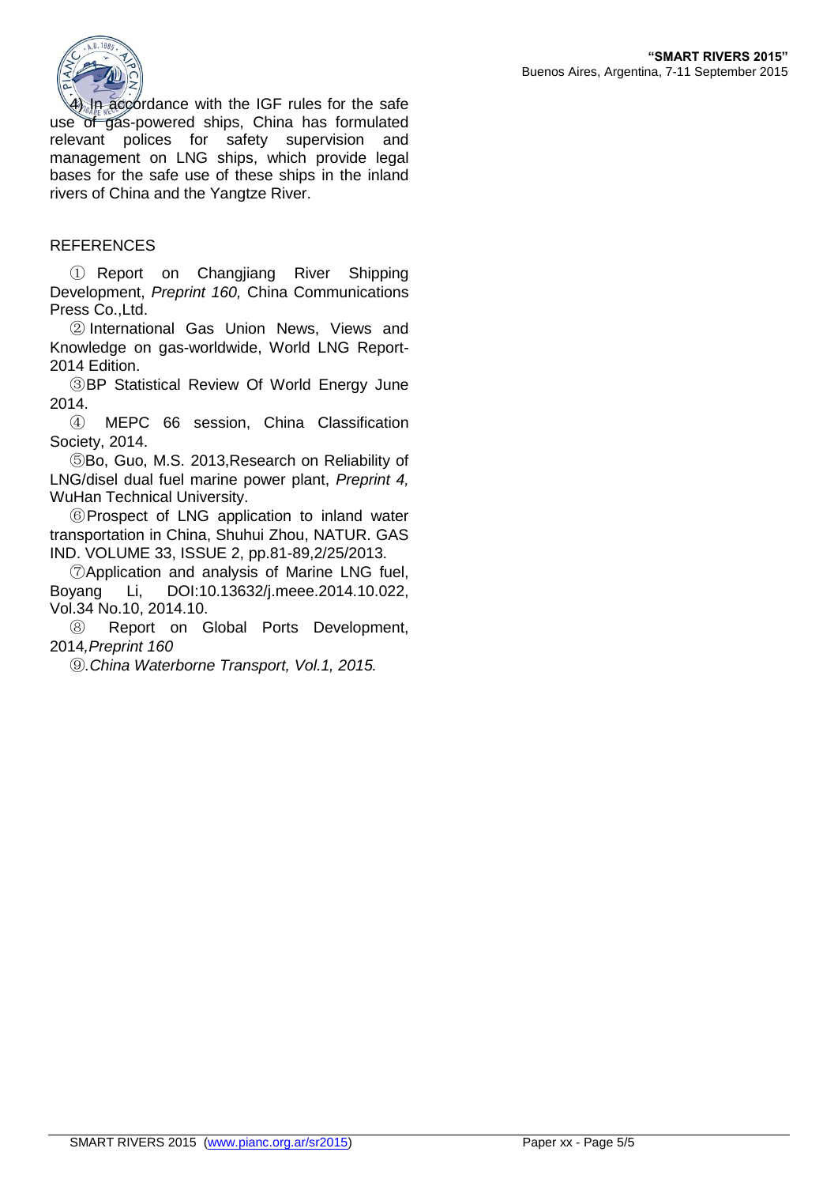4) In accordance with the IGF rules for the safe use of gas-powered ships, China has formulated relevant polices for safety supervision and management on LNG ships, which provide legal bases for the safe use of these ships in the inland rivers of China and the Yangtze River.

## REFERENCES

① Report on Changjiang River Shipping Development, *Preprint 160,* China Communications Press Co.,Ltd.

② International Gas Union News, Views and Knowledge on gas-worldwide, World LNG Report-2014 Edition.

③BP Statistical Review Of World Energy June 2014.

④ MEPC 66 session, China Classification Society, 2014.

⑤Bo, Guo, M.S. 2013,Research on Reliability of LNG/disel dual fuel marine power plant, *Preprint 4,* WuHan Technical University.

⑥Prospect of LNG application to inland water transportation in China, Shuhui Zhou, NATUR. GAS IND. VOLUME 33, ISSUE 2, pp.81-89,2/25/2013.

⑦Application and analysis of Marine LNG fuel, Boyang Li, DOI:10.13632/j.meee.2014.10.022, Vol.34 No.10, 2014.10.

⑧ Report on Global Ports Development, 2014*,Preprint 160*

⑨*.China Waterborne Transport, Vol.1, 2015.*